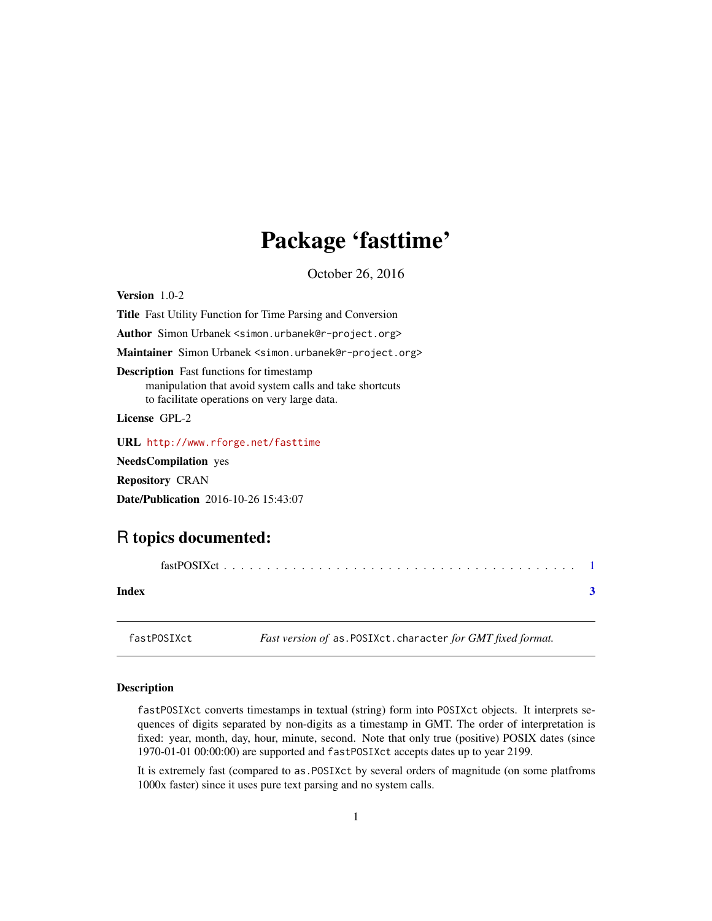# Package 'fasttime'

October 26, 2016

**Version** 1.0-2

**Title** Fast Utility Function for Time Parsing and Conversion

**Author** Simon Urbanek <simon.urbanek@r-project.org>

**Maintainer** Simon Urbanek <simon.urbanek@r-project.org>

**Description** Fast functions for timestamp
manipulation that avoid system calls and take shortcuts
to facilitate operations on very large data.

**License** GPL-2

**URL** http://www.rforge.net/fasttime

**NeedsCompilation** yes

**Repository** CRAN

**Date/Publication** 2016-10-26 15:43:07

## R topics documented:

fastPOSIXct . . . . . . . . . . . . . . . . . . . . . . . . . . . . . . . . . . . . . . . . . 1

**Index** **3**

---

`fastPOSIXct` *Fast version of* `as.POSIXct.character` *for GMT fixed format.*

---

### Description

`fastPOSIXct` converts timestamps in textual (string) form into `POSIXct` objects. It interprets sequences of digits separated by non-digits as a timestamp in GMT. The order of interpretation is fixed: year, month, day, hour, minute, second. Note that only true (positive) POSIX dates (since 1970-01-01 00:00:00) are supported and `fastPOSIXct` accepts dates up to year 2199.

It is extremely fast (compared to `as.POSIXct` by several orders of magnitude (on some platfroms 1000x faster) since it uses pure text parsing and no system calls.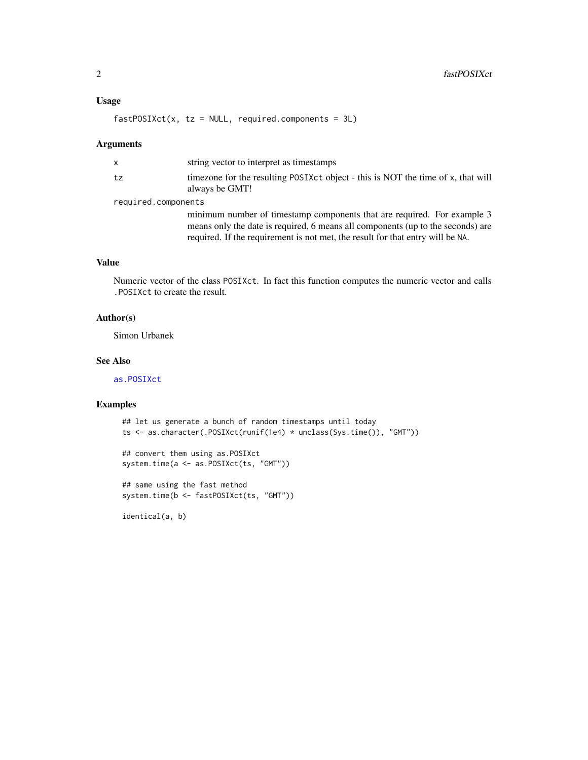## Usage

```
fastPOSIXct(x, tz = NULL, required.components = 3L)
```

## Arguments

| | |
|---|---|
| `x` | string vector to interpret as timestamps |
| `tz` | timezone for the resulting `POSIXct` object - this is NOT the time of `x`, that will always be GMT! |
| `required.components` | minimum number of timestamp components that are required. For example 3 means only the date is required, 6 means all components (up to the seconds) are required. If the requirement is not met, the result for that entry will be `NA`. |

## Value

Numeric vector of the class `POSIXct`. In fact this function computes the numeric vector and calls `.POSIXct` to create the result.

## Author(s)

Simon Urbanek

## See Also

`as.POSIXct`

## Examples

```
## let us generate a bunch of random timestamps until today
ts <- as.character(.POSIXct(runif(1e4) * unclass(Sys.time()), "GMT"))

## convert them using as.POSIXct
system.time(a <- as.POSIXct(ts, "GMT"))

## same using the fast method
system.time(b <- fastPOSIXct(ts, "GMT"))

identical(a, b)
```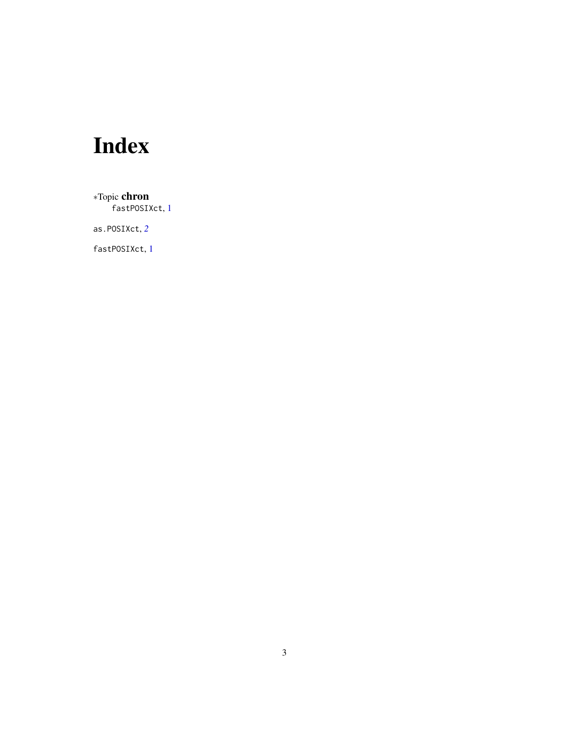# Index

*Topic **chron**
    `fastPOSIXct`, 1

`as.POSIXct`, *2*

`fastPOSIXct`, 1